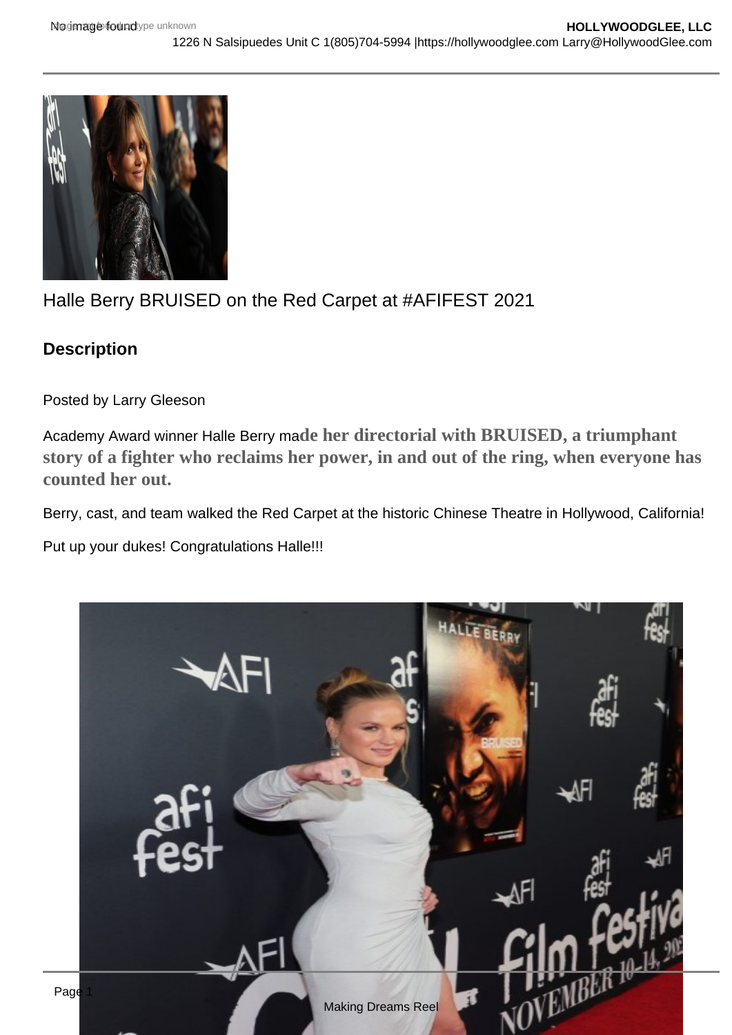# Halle Berry BRUISED on the Red Carpet at #AFIFEST 2021

## Description

Posted by Larry Gleeson

Academy Award winner Halle Berry ma**de her directorial with BRUISED, a triumphant story of a fighter who reclaims her power, in and out of the ring, when everyone has counted her out.**

Berry, cast, and team walked the Red Carpet at the historic Chinese Theatre in Hollywood, California!

Put up your dukes! Congratulations Halle!!!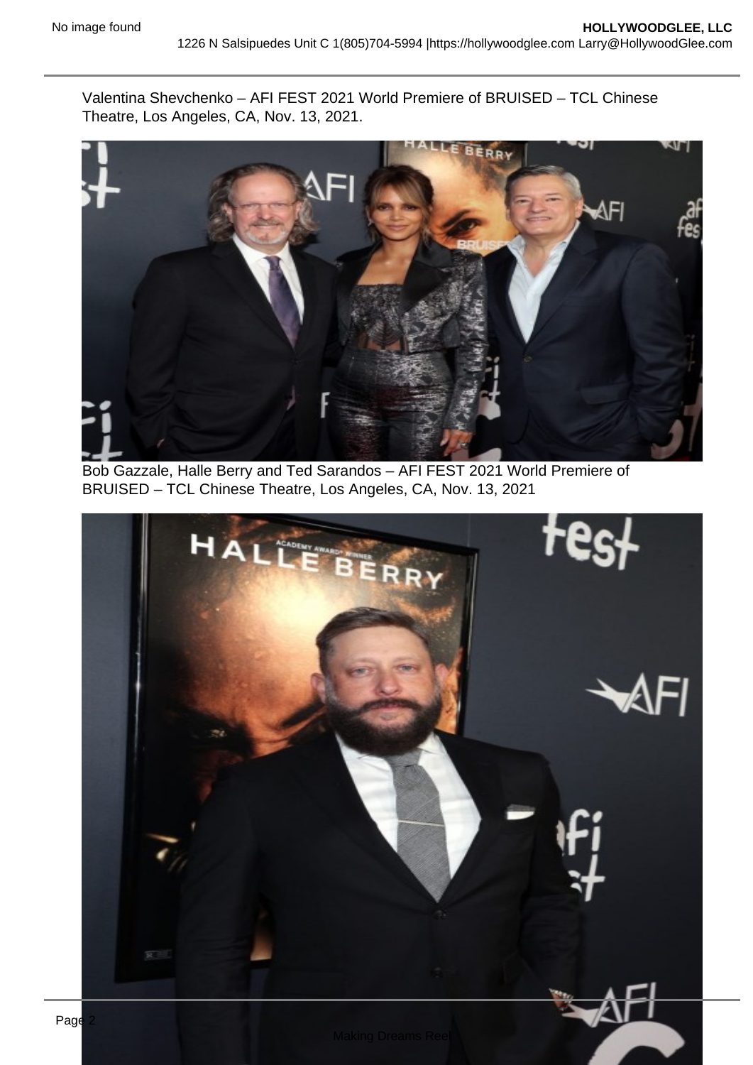Valentina Shevchenko – AFI FEST 2021 World Premiere of BRUISED – TCL Chinese Theatre, Los Angeles, CA, Nov. 13, 2021.

Bob Gazzale, Halle Berry and Ted Sarandos – AFI FEST 2021 World Premiere of BRUISED – TCL Chinese Theatre, Los Angeles, CA, Nov. 13, 2021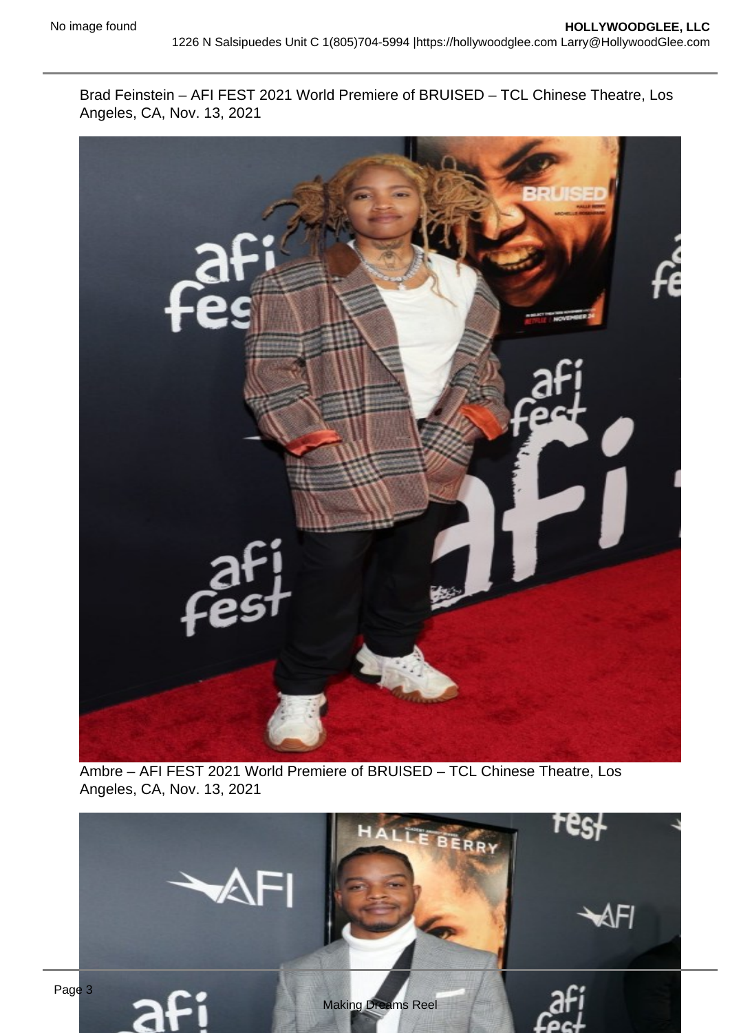Brad Feinstein – AFI FEST 2021 World Premiere of BRUISED – TCL Chinese Theatre, Los Angeles, CA, Nov. 13, 2021

Ambre – AFI FEST 2021 World Premiere of BRUISED – TCL Chinese Theatre, Los Angeles, CA, Nov. 13, 2021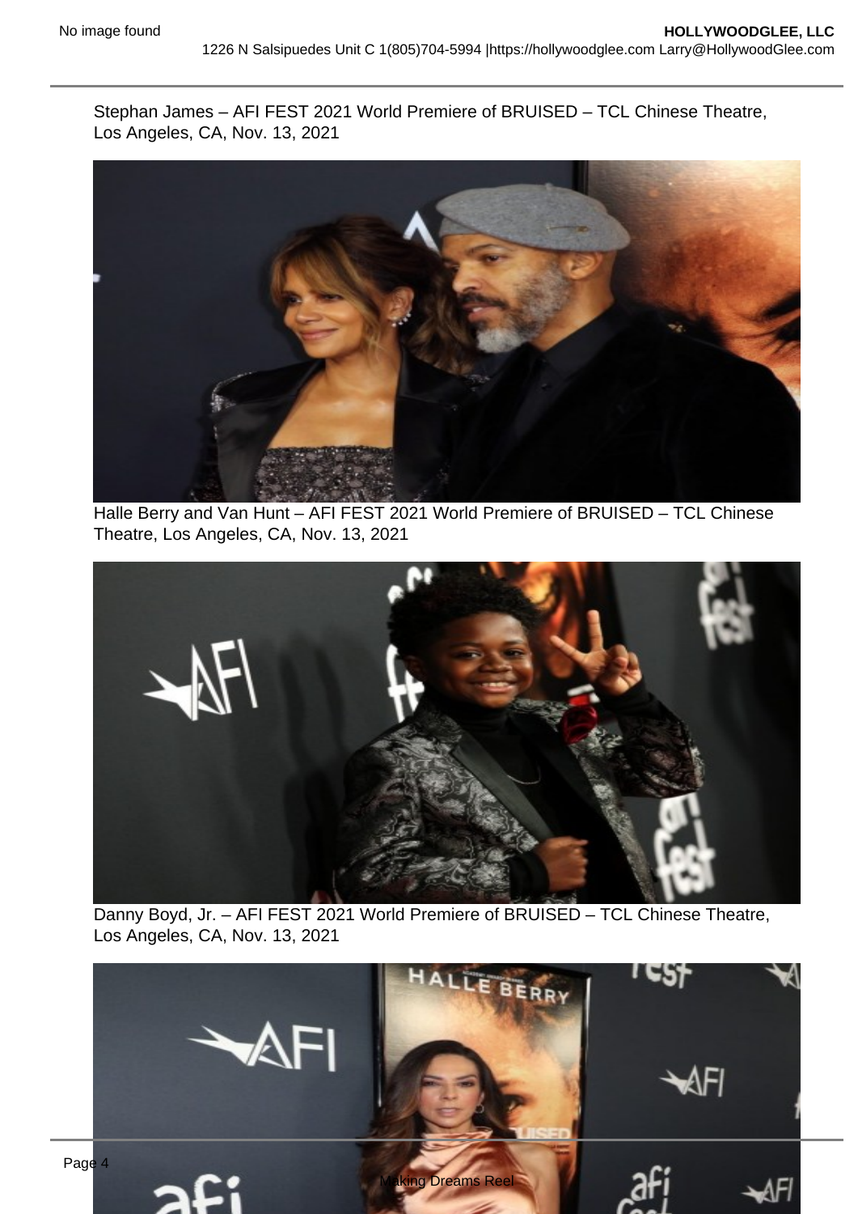Stephan James – AFI FEST 2021 World Premiere of BRUISED – TCL Chinese Theatre, Los Angeles, CA, Nov. 13, 2021

Halle Berry and Van Hunt – AFI FEST 2021 World Premiere of BRUISED – TCL Chinese Theatre, Los Angeles, CA, Nov. 13, 2021

Danny Boyd, Jr. – AFI FEST 2021 World Premiere of BRUISED – TCL Chinese Theatre, Los Angeles, CA, Nov. 13, 2021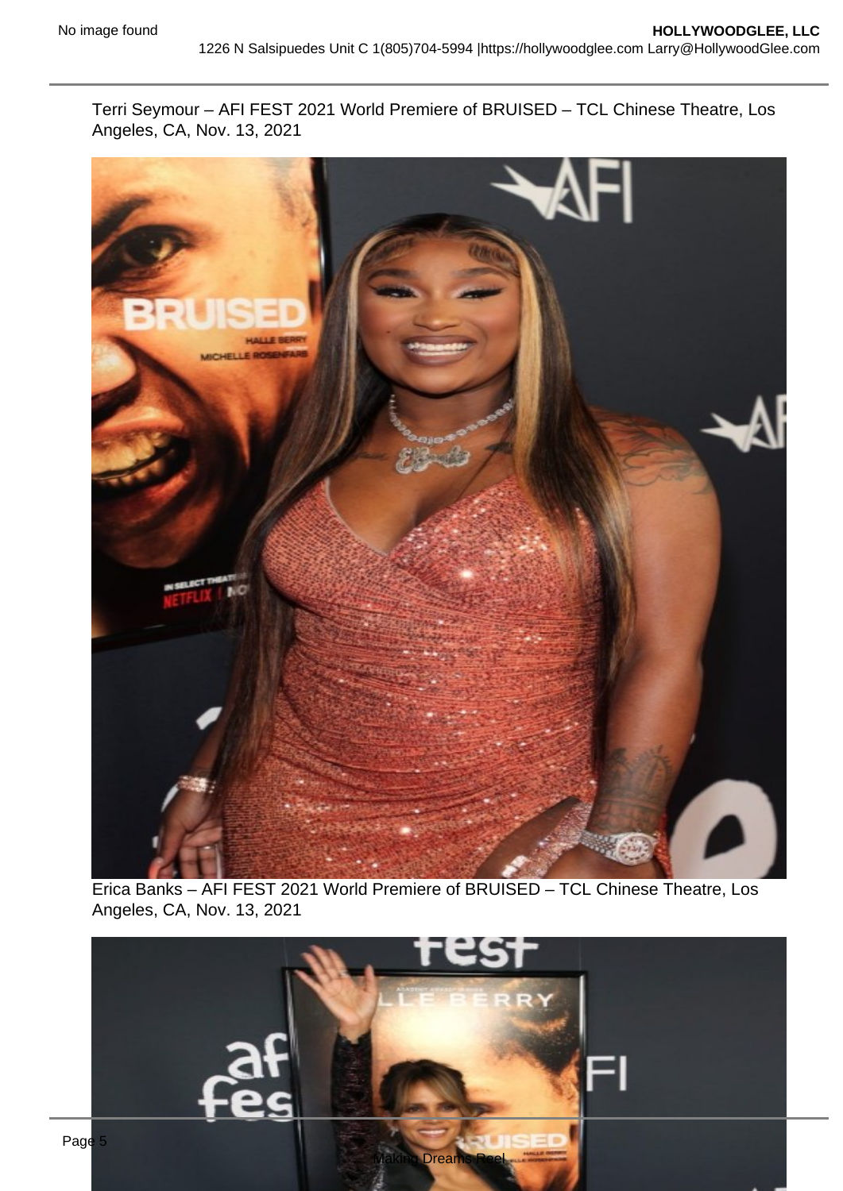Terri Seymour – AFI FEST 2021 World Premiere of BRUISED – TCL Chinese Theatre, Los Angeles, CA, Nov. 13, 2021

Erica Banks – AFI FEST 2021 World Premiere of BRUISED – TCL Chinese Theatre, Los Angeles, CA, Nov. 13, 2021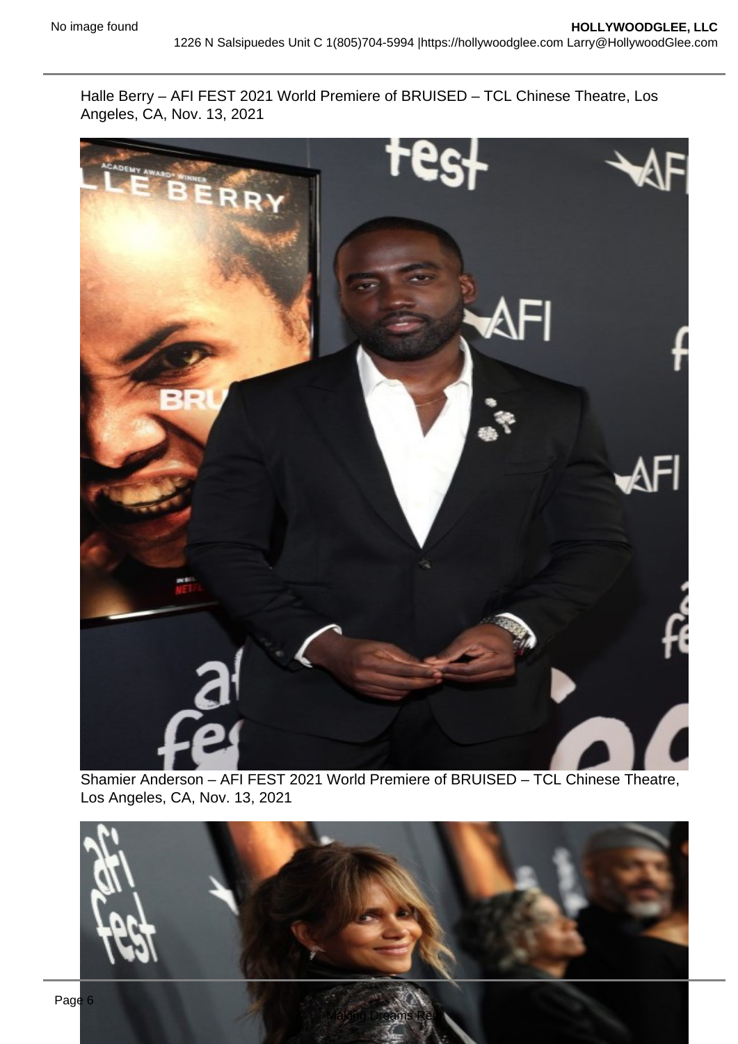Halle Berry – AFI FEST 2021 World Premiere of BRUISED – TCL Chinese Theatre, Los Angeles, CA, Nov. 13, 2021

Shamier Anderson – AFI FEST 2021 World Premiere of BRUISED – TCL Chinese Theatre, Los Angeles, CA, Nov. 13, 2021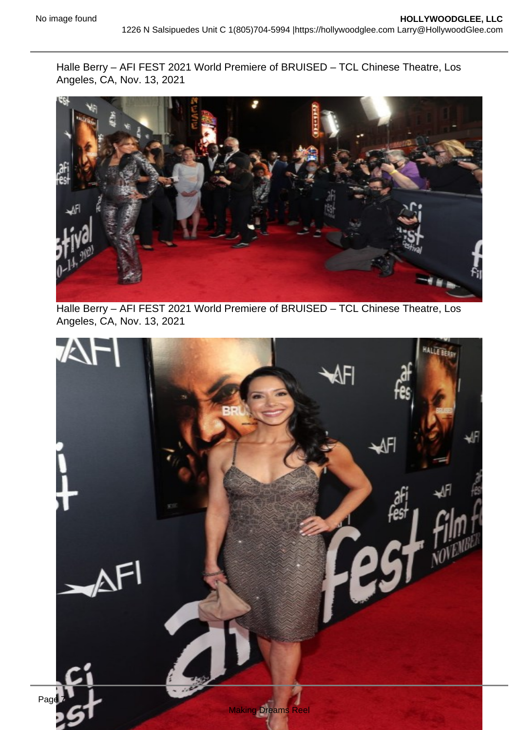Halle Berry – AFI FEST 2021 World Premiere of BRUISED – TCL Chinese Theatre, Los Angeles, CA, Nov. 13, 2021

Halle Berry – AFI FEST 2021 World Premiere of BRUISED – TCL Chinese Theatre, Los Angeles, CA, Nov. 13, 2021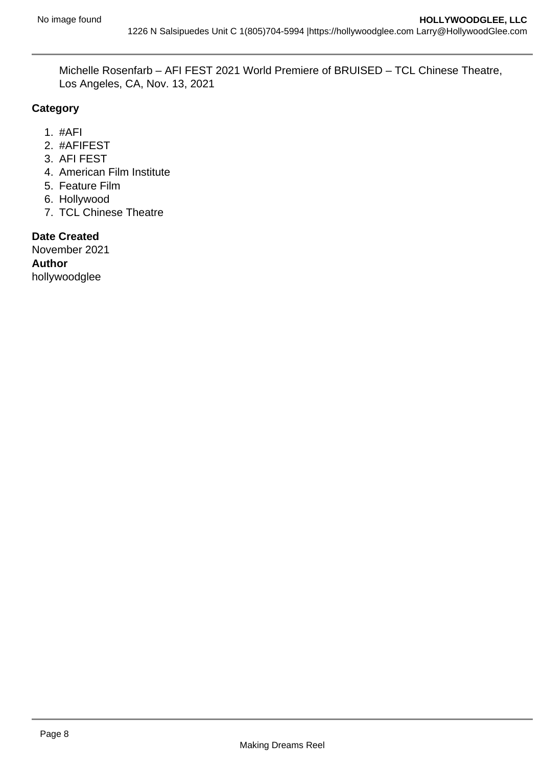Michelle Rosenfarb – AFI FEST 2021 World Premiere of BRUISED – TCL Chinese Theatre, Los Angeles, CA, Nov. 13, 2021

**Category**

1. #AFI
2. #AFIFEST
3. AFI FEST
4. American Film Institute
5. Feature Film
6. Hollywood
7. TCL Chinese Theatre

**Date Created**
November 2021
**Author**
hollywoodglee